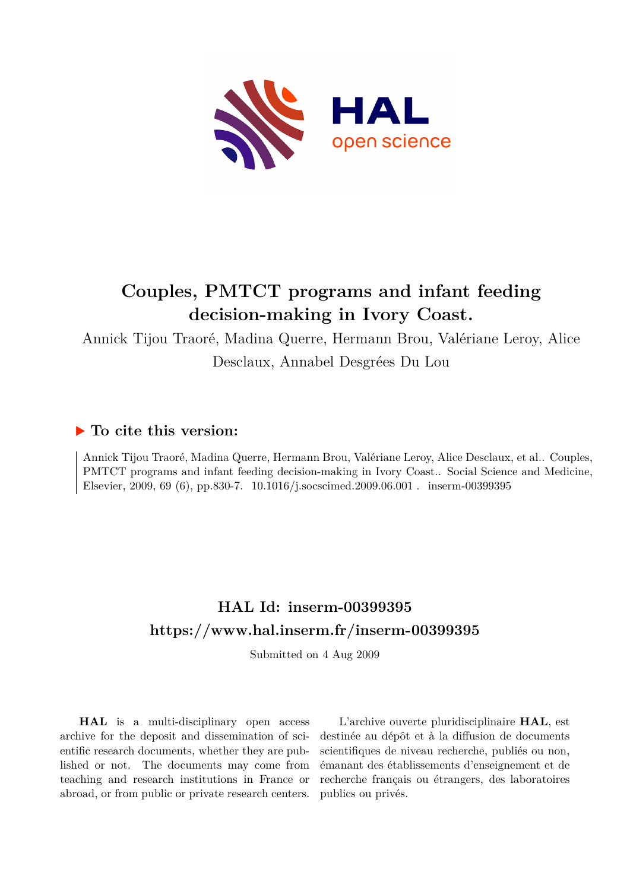# Couples, PMTCT programs and infant feeding decision-making in Ivory Coast.

Annick Tijou Traoré, Madina Querre, Hermann Brou, Valériane Leroy, Alice Desclaux, Annabel Desgrées Du Lou

## ▶ To cite this version:

Annick Tijou Traoré, Madina Querre, Hermann Brou, Valériane Leroy, Alice Desclaux, et al.. Couples, PMTCT programs and infant feeding decision-making in Ivory Coast.. Social Science and Medicine, Elsevier, 2009, 69 (6), pp.830-7. 10.1016/j.socscimed.2009.06.001 . inserm-00399395

## HAL Id: inserm-00399395
## https://www.hal.inserm.fr/inserm-00399395

Submitted on 4 Aug 2009

**HAL** is a multi-disciplinary open access archive for the deposit and dissemination of scientific research documents, whether they are published or not. The documents may come from teaching and research institutions in France or abroad, or from public or private research centers.

L'archive ouverte pluridisciplinaire **HAL**, est destinée au dépôt et à la diffusion de documents scientifiques de niveau recherche, publiés ou non, émanant des établissements d'enseignement et de recherche français ou étrangers, des laboratoires publics ou privés.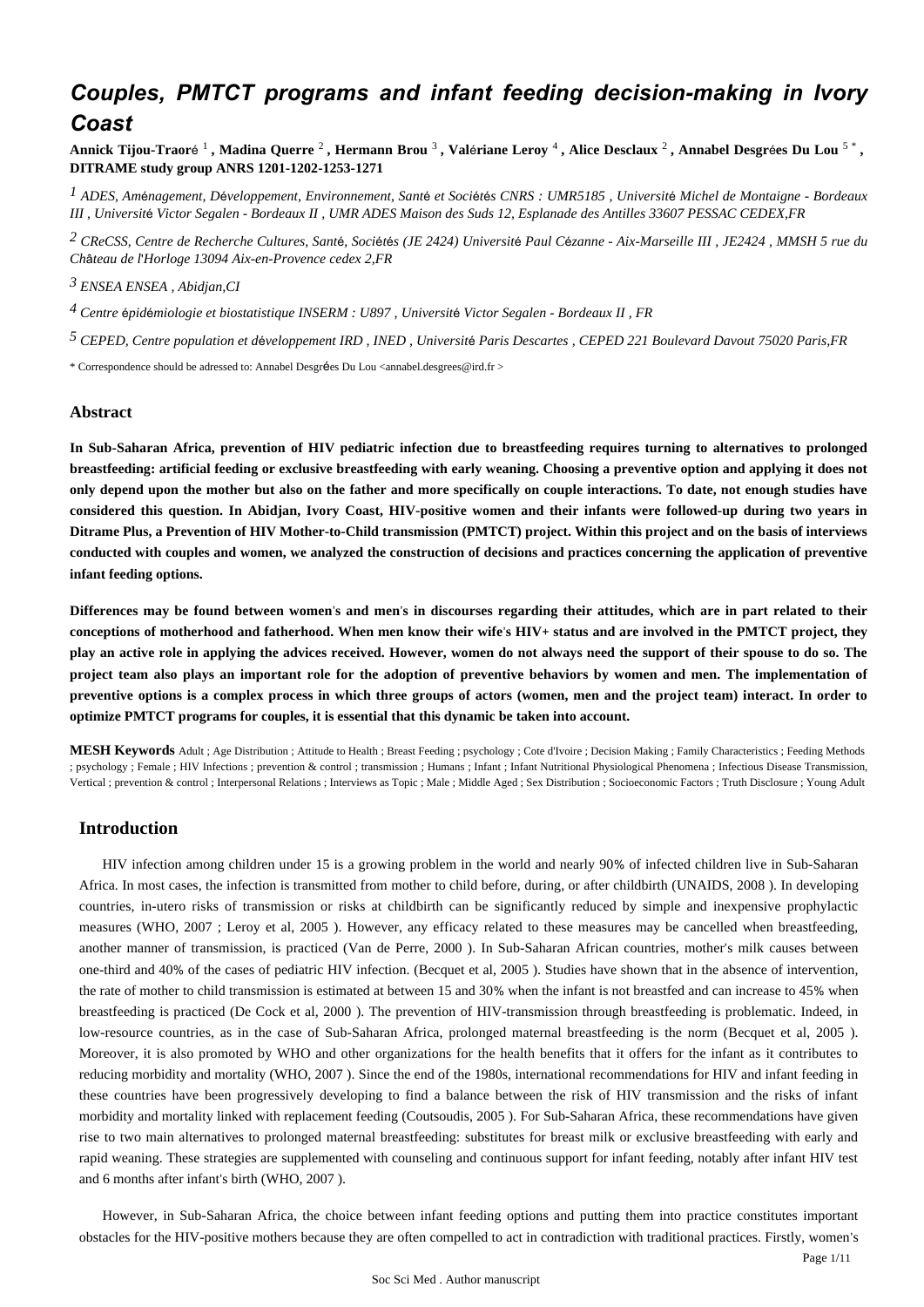# Couples, PMTCT programs and infant feeding decision-making in Ivory Coast

**Annick Tijou-Traoré** [1] **, Madina Querre** [2] **, Hermann Brou** [3] **, Valériane Leroy** [4] **, Alice Desclaux** [2] **, Annabel Desgrées Du Lou** [5 *] **, DITRAME study group ANRS 1201-1202-1253-1271**

[1] *ADES, Aménagement, Développement, Environnement, Santé et Sociétés CNRS : UMR5185 , Université Michel de Montaigne - Bordeaux III , Université Victor Segalen - Bordeaux II , UMR ADES Maison des Suds 12, Esplanade des Antilles 33607 PESSAC CEDEX,FR*

[2] *CReCSS, Centre de Recherche Cultures, Santé, Sociétés (JE 2424) Université Paul Cézanne - Aix-Marseille III , JE2424 , MMSH 5 rue du Château de l'Horloge 13094 Aix-en-Provence cedex 2,FR*

[3] *ENSEA ENSEA , Abidjan,CI*

[4] *Centre épidémiologie et biostatistique INSERM : U897 , Université Victor Segalen - Bordeaux II , FR*

[5] *CEPED, Centre population et développement IRD , INED , Université Paris Descartes , CEPED 221 Boulevard Davout 75020 Paris,FR*

* Correspondence should be adressed to: Annabel Desgrées Du Lou <annabel.desgrees@ird.fr >

### Abstract

**In Sub-Saharan Africa, prevention of HIV pediatric infection due to breastfeeding requires turning to alternatives to prolonged breastfeeding: artificial feeding or exclusive breastfeeding with early weaning. Choosing a preventive option and applying it does not only depend upon the mother but also on the father and more specifically on couple interactions. To date, not enough studies have considered this question. In Abidjan, Ivory Coast, HIV-positive women and their infants were followed-up during two years in Ditrame Plus, a Prevention of HIV Mother-to-Child transmission (PMTCT) project. Within this project and on the basis of interviews conducted with couples and women, we analyzed the construction of decisions and practices concerning the application of preventive infant feeding options.**

**Differences may be found between women's and men's in discourses regarding their attitudes, which are in part related to their conceptions of motherhood and fatherhood. When men know their wife's HIV+ status and are involved in the PMTCT project, they play an active role in applying the advices received. However, women do not always need the support of their spouse to do so. The project team also plays an important role for the adoption of preventive behaviors by women and men. The implementation of preventive options is a complex process in which three groups of actors (women, men and the project team) interact. In order to optimize PMTCT programs for couples, it is essential that this dynamic be taken into account.**

**MESH Keywords** Adult ; Age Distribution ; Attitude to Health ; Breast Feeding ; psychology ; Cote d'Ivoire ; Decision Making ; Family Characteristics ; Feeding Methods ; psychology ; Female ; HIV Infections ; prevention & control ; transmission ; Humans ; Infant ; Infant Nutritional Physiological Phenomena ; Infectious Disease Transmission, Vertical ; prevention & control ; Interpersonal Relations ; Interviews as Topic ; Male ; Middle Aged ; Sex Distribution ; Socioeconomic Factors ; Truth Disclosure ; Young Adult

## Introduction

HIV infection among children under 15 is a growing problem in the world and nearly 90% of infected children live in Sub-Saharan Africa. In most cases, the infection is transmitted from mother to child before, during, or after childbirth (UNAIDS, 2008 ). In developing countries, in-utero risks of transmission or risks at childbirth can be significantly reduced by simple and inexpensive prophylactic measures (WHO, 2007 ; Leroy et al, 2005 ). However, any efficacy related to these measures may be cancelled when breastfeeding, another manner of transmission, is practiced (Van de Perre, 2000 ). In Sub-Saharan African countries, mother's milk causes between one-third and 40% of the cases of pediatric HIV infection. (Becquet et al, 2005 ). Studies have shown that in the absence of intervention, the rate of mother to child transmission is estimated at between 15 and 30% when the infant is not breastfed and can increase to 45% when breastfeeding is practiced (De Cock et al, 2000 ). The prevention of HIV-transmission through breastfeeding is problematic. Indeed, in low-resource countries, as in the case of Sub-Saharan Africa, prolonged maternal breastfeeding is the norm (Becquet et al, 2005 ). Moreover, it is also promoted by WHO and other organizations for the health benefits that it offers for the infant as it contributes to reducing morbidity and mortality (WHO, 2007 ). Since the end of the 1980s, international recommendations for HIV and infant feeding in these countries have been progressively developing to find a balance between the risk of HIV transmission and the risks of infant morbidity and mortality linked with replacement feeding (Coutsoudis, 2005 ). For Sub-Saharan Africa, these recommendations have given rise to two main alternatives to prolonged maternal breastfeeding: substitutes for breast milk or exclusive breastfeeding with early and rapid weaning. These strategies are supplemented with counseling and continuous support for infant feeding, notably after infant HIV test and 6 months after infant's birth (WHO, 2007 ).

However, in Sub-Saharan Africa, the choice between infant feeding options and putting them into practice constitutes important obstacles for the HIV-positive mothers because they are often compelled to act in contradiction with traditional practices. Firstly, women's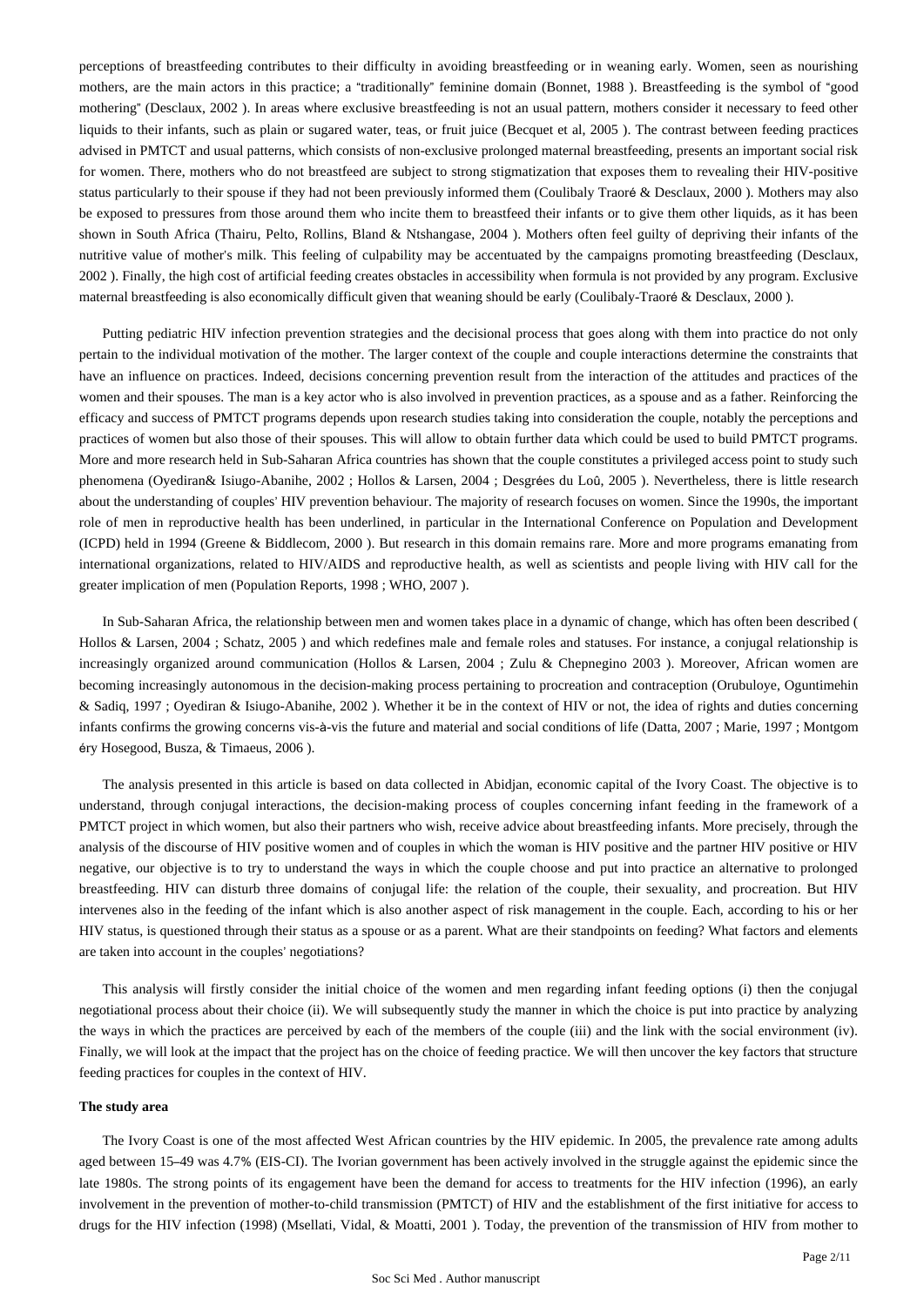perceptions of breastfeeding contributes to their difficulty in avoiding breastfeeding or in weaning early. Women, seen as nourishing mothers, are the main actors in this practice; a "traditionally" feminine domain (Bonnet, 1988 ). Breastfeeding is the symbol of "good mothering" (Desclaux, 2002 ). In areas where exclusive breastfeeding is not an usual pattern, mothers consider it necessary to feed other liquids to their infants, such as plain or sugared water, teas, or fruit juice (Becquet et al, 2005 ). The contrast between feeding practices advised in PMTCT and usual patterns, which consists of non-exclusive prolonged maternal breastfeeding, presents an important social risk for women. There, mothers who do not breastfeed are subject to strong stigmatization that exposes them to revealing their HIV-positive status particularly to their spouse if they had not been previously informed them (Coulibaly Traoré & Desclaux, 2000 ). Mothers may also be exposed to pressures from those around them who incite them to breastfeed their infants or to give them other liquids, as it has been shown in South Africa (Thairu, Pelto, Rollins, Bland & Ntshangase, 2004 ). Mothers often feel guilty of depriving their infants of the nutritive value of mother's milk. This feeling of culpability may be accentuated by the campaigns promoting breastfeeding (Desclaux, 2002 ). Finally, the high cost of artificial feeding creates obstacles in accessibility when formula is not provided by any program. Exclusive maternal breastfeeding is also economically difficult given that weaning should be early (Coulibaly-Traoré & Desclaux, 2000 ).

Putting pediatric HIV infection prevention strategies and the decisional process that goes along with them into practice do not only pertain to the individual motivation of the mother. The larger context of the couple and couple interactions determine the constraints that have an influence on practices. Indeed, decisions concerning prevention result from the interaction of the attitudes and practices of the women and their spouses. The man is a key actor who is also involved in prevention practices, as a spouse and as a father. Reinforcing the efficacy and success of PMTCT programs depends upon research studies taking into consideration the couple, notably the perceptions and practices of women but also those of their spouses. This will allow to obtain further data which could be used to build PMTCT programs. More and more research held in Sub-Saharan Africa countries has shown that the couple constitutes a privileged access point to study such phenomena (Oyediran& Isiugo-Abanihe, 2002 ; Hollos & Larsen, 2004 ; Desgrées du Loû, 2005 ). Nevertheless, there is little research about the understanding of couples' HIV prevention behaviour. The majority of research focuses on women. Since the 1990s, the important role of men in reproductive health has been underlined, in particular in the International Conference on Population and Development (ICPD) held in 1994 (Greene & Biddlecom, 2000 ). But research in this domain remains rare. More and more programs emanating from international organizations, related to HIV/AIDS and reproductive health, as well as scientists and people living with HIV call for the greater implication of men (Population Reports, 1998 ; WHO, 2007 ).

In Sub-Saharan Africa, the relationship between men and women takes place in a dynamic of change, which has often been described ( Hollos & Larsen, 2004 ; Schatz, 2005 ) and which redefines male and female roles and statuses. For instance, a conjugal relationship is increasingly organized around communication (Hollos & Larsen, 2004 ; Zulu & Chepnegino 2003 ). Moreover, African women are becoming increasingly autonomous in the decision-making process pertaining to procreation and contraception (Orubuloye, Oguntimehin & Sadiq, 1997 ; Oyediran & Isiugo-Abanihe, 2002 ). Whether it be in the context of HIV or not, the idea of rights and duties concerning infants confirms the growing concerns vis-à-vis the future and material and social conditions of life (Datta, 2007 ; Marie, 1997 ; Montgoméry Hosegood, Busza, & Timaeus, 2006 ).

The analysis presented in this article is based on data collected in Abidjan, economic capital of the Ivory Coast. The objective is to understand, through conjugal interactions, the decision-making process of couples concerning infant feeding in the framework of a PMTCT project in which women, but also their partners who wish, receive advice about breastfeeding infants. More precisely, through the analysis of the discourse of HIV positive women and of couples in which the woman is HIV positive and the partner HIV positive or HIV negative, our objective is to try to understand the ways in which the couple choose and put into practice an alternative to prolonged breastfeeding. HIV can disturb three domains of conjugal life: the relation of the couple, their sexuality, and procreation. But HIV intervenes also in the feeding of the infant which is also another aspect of risk management in the couple. Each, according to his or her HIV status, is questioned through their status as a spouse or as a parent. What are their standpoints on feeding? What factors and elements are taken into account in the couples' negotiations?

This analysis will firstly consider the initial choice of the women and men regarding infant feeding options (i) then the conjugal negotiational process about their choice (ii). We will subsequently study the manner in which the choice is put into practice by analyzing the ways in which the practices are perceived by each of the members of the couple (iii) and the link with the social environment (iv). Finally, we will look at the impact that the project has on the choice of feeding practice. We will then uncover the key factors that structure feeding practices for couples in the context of HIV.

## The study area

The Ivory Coast is one of the most affected West African countries by the HIV epidemic. In 2005, the prevalence rate among adults aged between 15–49 was 4.7% (EIS-CI). The Ivorian government has been actively involved in the struggle against the epidemic since the late 1980s. The strong points of its engagement have been the demand for access to treatments for the HIV infection (1996), an early involvement in the prevention of mother-to-child transmission (PMTCT) of HIV and the establishment of the first initiative for access to drugs for the HIV infection (1998) (Msellati, Vidal, & Moatti, 2001 ). Today, the prevention of the transmission of HIV from mother to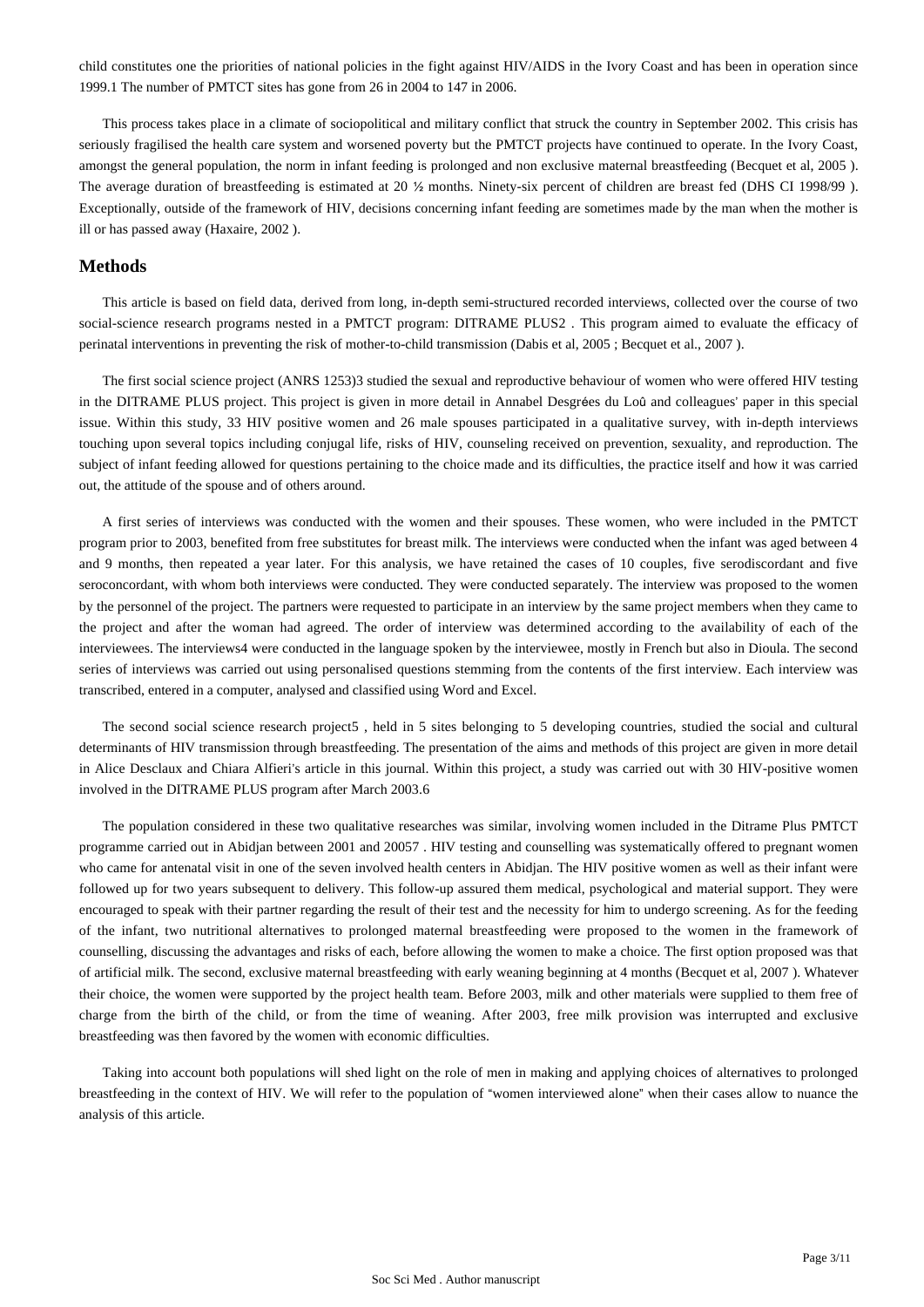child constitutes one the priorities of national policies in the fight against HIV/AIDS in the Ivory Coast and has been in operation since 1999.1 The number of PMTCT sites has gone from 26 in 2004 to 147 in 2006.

This process takes place in a climate of sociopolitical and military conflict that struck the country in September 2002. This crisis has seriously fragilised the health care system and worsened poverty but the PMTCT projects have continued to operate. In the Ivory Coast, amongst the general population, the norm in infant feeding is prolonged and non exclusive maternal breastfeeding (Becquet et al, 2005 ). The average duration of breastfeeding is estimated at 20 ½ months. Ninety-six percent of children are breast fed (DHS CI 1998/99 ). Exceptionally, outside of the framework of HIV, decisions concerning infant feeding are sometimes made by the man when the mother is ill or has passed away (Haxaire, 2002 ).

## Methods

This article is based on field data, derived from long, in-depth semi-structured recorded interviews, collected over the course of two social-science research programs nested in a PMTCT program: DITRAME PLUS2 . This program aimed to evaluate the efficacy of perinatal interventions in preventing the risk of mother-to-child transmission (Dabis et al, 2005 ; Becquet et al., 2007 ).

The first social science project (ANRS 1253)3 studied the sexual and reproductive behaviour of women who were offered HIV testing in the DITRAME PLUS project. This project is given in more detail in Annabel Desgrées du Loû and colleagues' paper in this special issue. Within this study, 33 HIV positive women and 26 male spouses participated in a qualitative survey, with in-depth interviews touching upon several topics including conjugal life, risks of HIV, counseling received on prevention, sexuality, and reproduction. The subject of infant feeding allowed for questions pertaining to the choice made and its difficulties, the practice itself and how it was carried out, the attitude of the spouse and of others around.

A first series of interviews was conducted with the women and their spouses. These women, who were included in the PMTCT program prior to 2003, benefited from free substitutes for breast milk. The interviews were conducted when the infant was aged between 4 and 9 months, then repeated a year later. For this analysis, we have retained the cases of 10 couples, five serodiscordant and five seroconcordant, with whom both interviews were conducted. They were conducted separately. The interview was proposed to the women by the personnel of the project. The partners were requested to participate in an interview by the same project members when they came to the project and after the woman had agreed. The order of interview was determined according to the availability of each of the interviewees. The interviews4 were conducted in the language spoken by the interviewee, mostly in French but also in Dioula. The second series of interviews was carried out using personalised questions stemming from the contents of the first interview. Each interview was transcribed, entered in a computer, analysed and classified using Word and Excel.

The second social science research project5 , held in 5 sites belonging to 5 developing countries, studied the social and cultural determinants of HIV transmission through breastfeeding. The presentation of the aims and methods of this project are given in more detail in Alice Desclaux and Chiara Alfieri's article in this journal. Within this project, a study was carried out with 30 HIV-positive women involved in the DITRAME PLUS program after March 2003.6

The population considered in these two qualitative researches was similar, involving women included in the Ditrame Plus PMTCT programme carried out in Abidjan between 2001 and 20057 . HIV testing and counselling was systematically offered to pregnant women who came for antenatal visit in one of the seven involved health centers in Abidjan. The HIV positive women as well as their infant were followed up for two years subsequent to delivery. This follow-up assured them medical, psychological and material support. They were encouraged to speak with their partner regarding the result of their test and the necessity for him to undergo screening. As for the feeding of the infant, two nutritional alternatives to prolonged maternal breastfeeding were proposed to the women in the framework of counselling, discussing the advantages and risks of each, before allowing the women to make a choice. The first option proposed was that of artificial milk. The second, exclusive maternal breastfeeding with early weaning beginning at 4 months (Becquet et al, 2007 ). Whatever their choice, the women were supported by the project health team. Before 2003, milk and other materials were supplied to them free of charge from the birth of the child, or from the time of weaning. After 2003, free milk provision was interrupted and exclusive breastfeeding was then favored by the women with economic difficulties.

Taking into account both populations will shed light on the role of men in making and applying choices of alternatives to prolonged breastfeeding in the context of HIV. We will refer to the population of "women interviewed alone" when their cases allow to nuance the analysis of this article.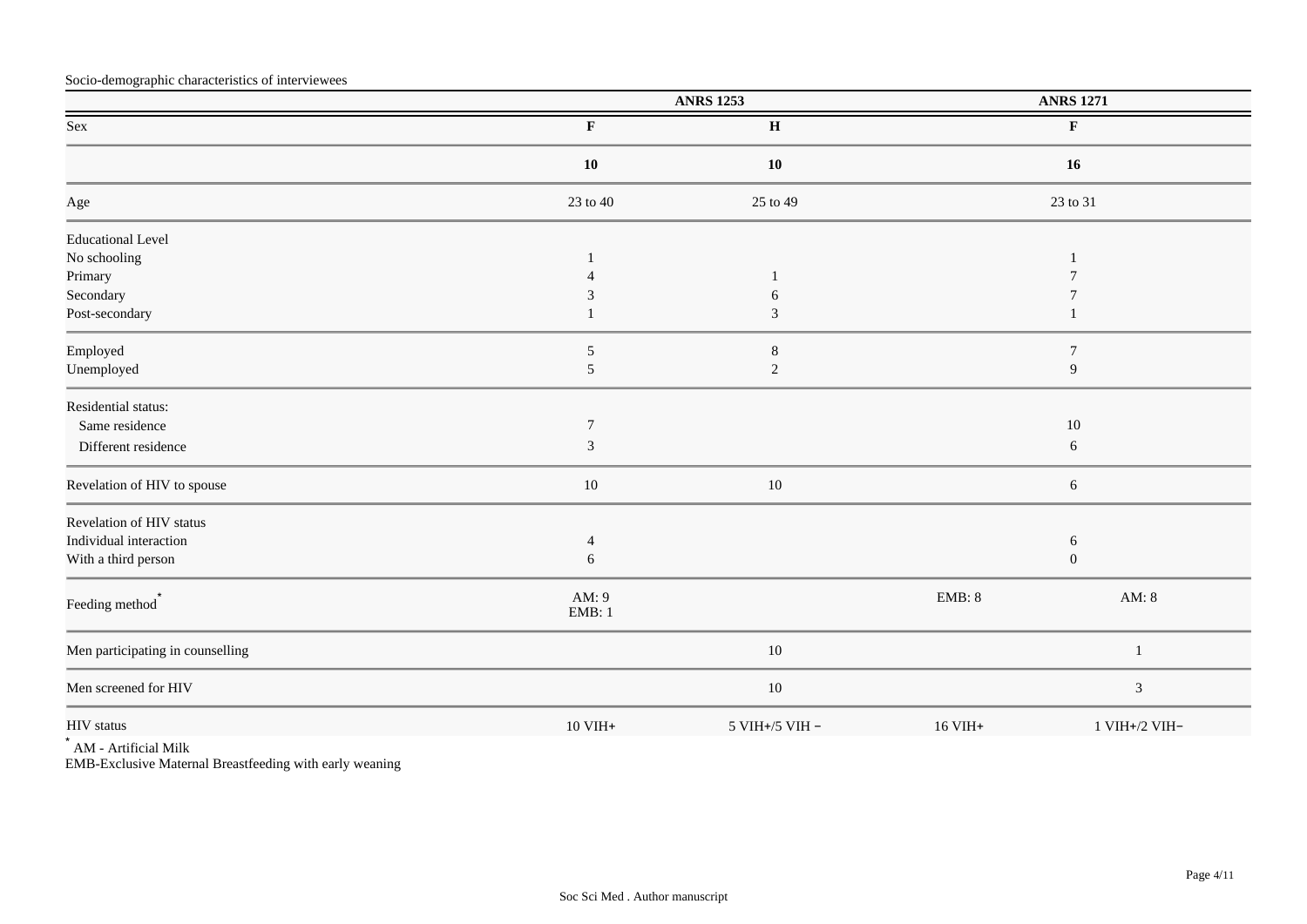Socio-demographic characteristics of interviewees

| | ANRS 1253 | | ANRS 1271 | |
|---|---|---|---|---|
| Sex | **F** | **H** | **F** | |
| | **10** | **10** | **16** | |
| Age | 23 to 40 | 25 to 49 | 23 to 31 | |
| Educational Level | | | | |
| No schooling | 1 | | 1 | |
| Primary | 4 | 1 | 7 | |
| Secondary | 3 | 6 | 7 | |
| Post-secondary | 1 | 3 | 1 | |
| Employed | 5 | 8 | 7 | |
| Unemployed | 5 | 2 | 9 | |
| Residential status: | | | | |
| Same residence | 7 | | 10 | |
| Different residence | 3 | | 6 | |
| Revelation of HIV to spouse | 10 | 10 | 6 | |
| Revelation of HIV status | | | | |
| Individual interaction | 4 | | 6 | |
| With a third person | 6 | | 0 | |
| Feeding method* | AM: 9<br>EMB: 1 | | EMB: 8 | AM: 8 |
| Men participating in counselling | | 10 | | 1 |
| Men screened for HIV | | 10 | | 3 |
| HIV status | 10 VIH+ | 5 VIH+/5 VIH − | 16 VIH+ | 1 VIH+/2 VIH− |

* AM - Artificial Milk

EMB-Exclusive Maternal Breastfeeding with early weaning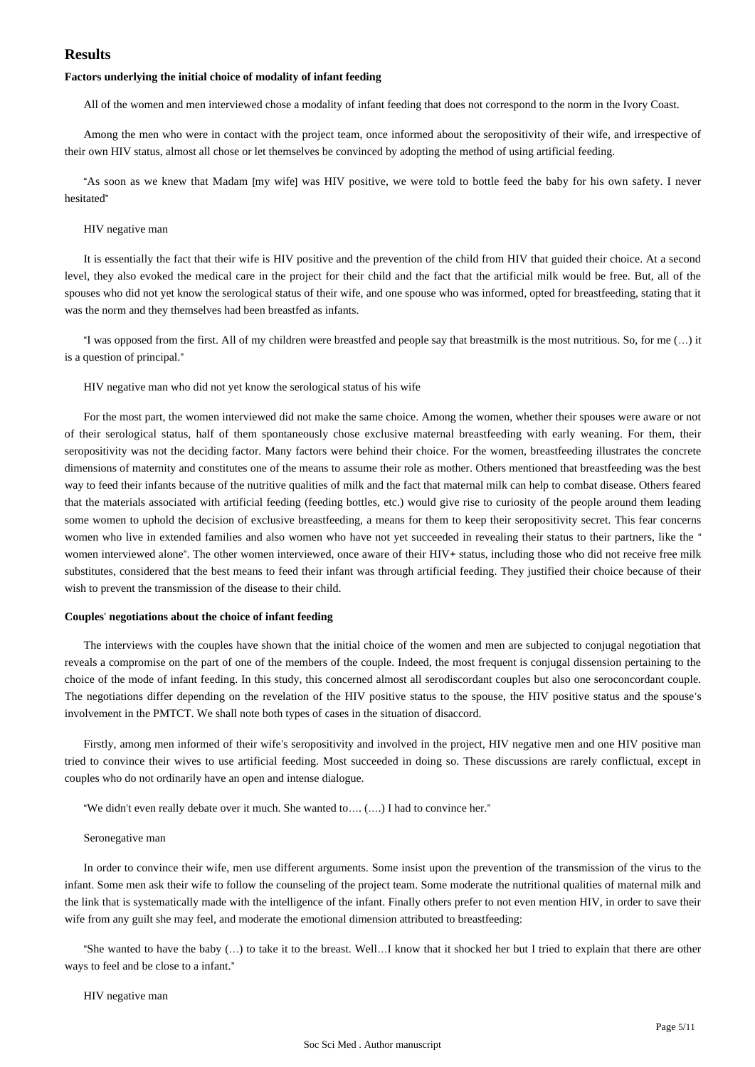## Results

### Factors underlying the initial choice of modality of infant feeding

All of the women and men interviewed chose a modality of infant feeding that does not correspond to the norm in the Ivory Coast.

Among the men who were in contact with the project team, once informed about the seropositivity of their wife, and irrespective of their own HIV status, almost all chose or let themselves be convinced by adopting the method of using artificial feeding.

"As soon as we knew that Madam [my wife] was HIV positive, we were told to bottle feed the baby for his own safety. I never hesitated"

HIV negative man

It is essentially the fact that their wife is HIV positive and the prevention of the child from HIV that guided their choice. At a second level, they also evoked the medical care in the project for their child and the fact that the artificial milk would be free. But, all of the spouses who did not yet know the serological status of their wife, and one spouse who was informed, opted for breastfeeding, stating that it was the norm and they themselves had been breastfed as infants.

"I was opposed from the first. All of my children were breastfed and people say that breastmilk is the most nutritious. So, for me (…) it is a question of principal."

HIV negative man who did not yet know the serological status of his wife

For the most part, the women interviewed did not make the same choice. Among the women, whether their spouses were aware or not of their serological status, half of them spontaneously chose exclusive maternal breastfeeding with early weaning. For them, their seropositivity was not the deciding factor. Many factors were behind their choice. For the women, breastfeeding illustrates the concrete dimensions of maternity and constitutes one of the means to assume their role as mother. Others mentioned that breastfeeding was the best way to feed their infants because of the nutritive qualities of milk and the fact that maternal milk can help to combat disease. Others feared that the materials associated with artificial feeding (feeding bottles, etc.) would give rise to curiosity of the people around them leading some women to uphold the decision of exclusive breastfeeding, a means for them to keep their seropositivity secret. This fear concerns women who live in extended families and also women who have not yet succeeded in revealing their status to their partners, like the " women interviewed alone". The other women interviewed, once aware of their HIV+ status, including those who did not receive free milk substitutes, considered that the best means to feed their infant was through artificial feeding. They justified their choice because of their wish to prevent the transmission of the disease to their child.

### Couples' negotiations about the choice of infant feeding

The interviews with the couples have shown that the initial choice of the women and men are subjected to conjugal negotiation that reveals a compromise on the part of one of the members of the couple. Indeed, the most frequent is conjugal dissension pertaining to the choice of the mode of infant feeding. In this study, this concerned almost all serodiscordant couples but also one seroconcordant couple. The negotiations differ depending on the revelation of the HIV positive status to the spouse, the HIV positive status and the spouse's involvement in the PMTCT. We shall note both types of cases in the situation of disaccord.

Firstly, among men informed of their wife's seropositivity and involved in the project, HIV negative men and one HIV positive man tried to convince their wives to use artificial feeding. Most succeeded in doing so. These discussions are rarely conflictual, except in couples who do not ordinarily have an open and intense dialogue.

"We didn't even really debate over it much. She wanted to…. (….) I had to convince her."

Seronegative man

In order to convince their wife, men use different arguments. Some insist upon the prevention of the transmission of the virus to the infant. Some men ask their wife to follow the counseling of the project team. Some moderate the nutritional qualities of maternal milk and the link that is systematically made with the intelligence of the infant. Finally others prefer to not even mention HIV, in order to save their wife from any guilt she may feel, and moderate the emotional dimension attributed to breastfeeding:

"She wanted to have the baby (…) to take it to the breast. Well…I know that it shocked her but I tried to explain that there are other ways to feel and be close to a infant."

HIV negative man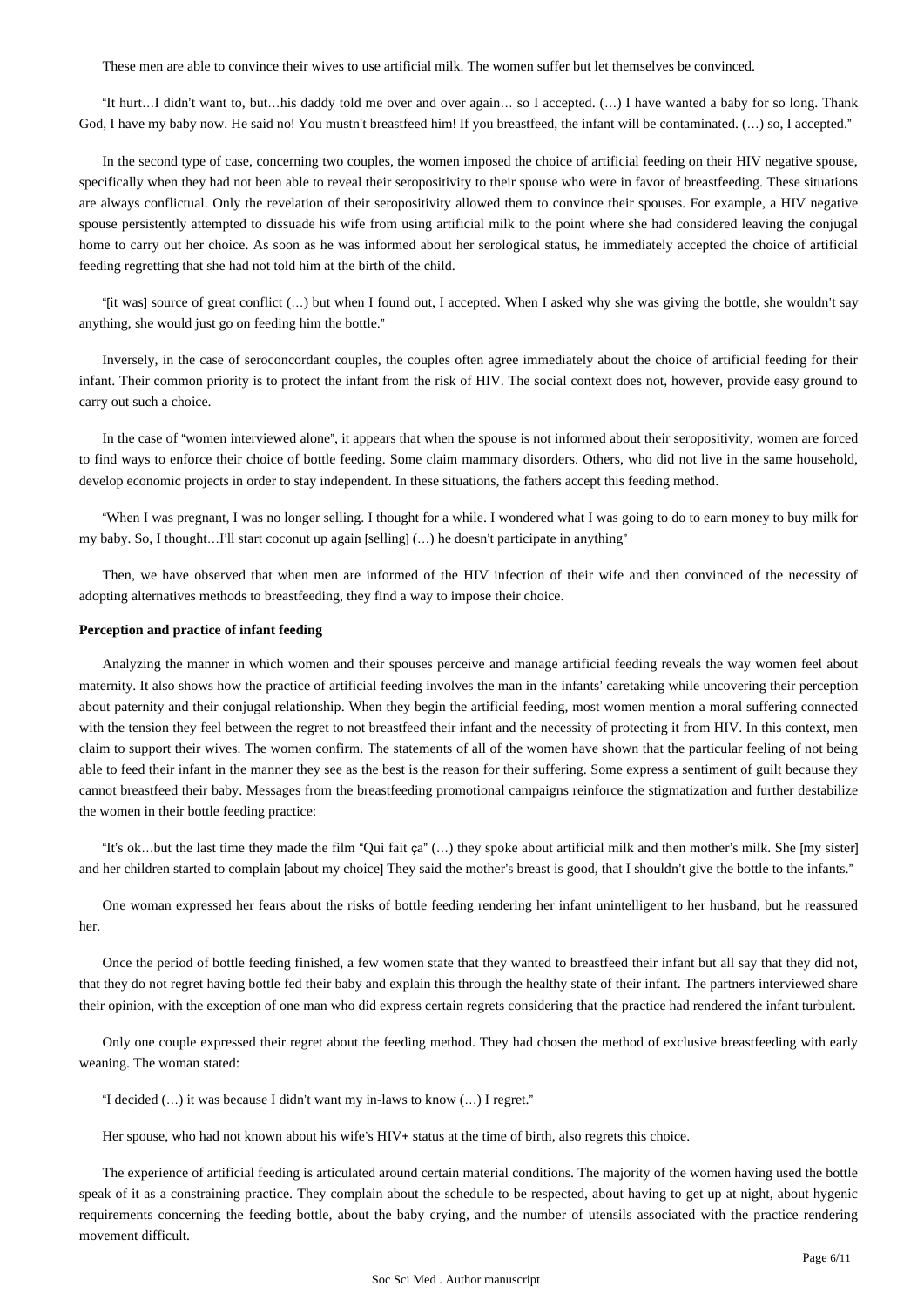These men are able to convince their wives to use artificial milk. The women suffer but let themselves be convinced.

"It hurt…I didn't want to, but…his daddy told me over and over again… so I accepted. (…) I have wanted a baby for so long. Thank God, I have my baby now. He said no! You mustn't breastfeed him! If you breastfeed, the infant will be contaminated. (…) so, I accepted."

In the second type of case, concerning two couples, the women imposed the choice of artificial feeding on their HIV negative spouse, specifically when they had not been able to reveal their seropositivity to their spouse who were in favor of breastfeeding. These situations are always conflictual. Only the revelation of their seropositivity allowed them to convince their spouses. For example, a HIV negative spouse persistently attempted to dissuade his wife from using artificial milk to the point where she had considered leaving the conjugal home to carry out her choice. As soon as he was informed about her serological status, he immediately accepted the choice of artificial feeding regretting that she had not told him at the birth of the child.

"[it was] source of great conflict (…) but when I found out, I accepted. When I asked why she was giving the bottle, she wouldn't say anything, she would just go on feeding him the bottle."

Inversely, in the case of seroconcordant couples, the couples often agree immediately about the choice of artificial feeding for their infant. Their common priority is to protect the infant from the risk of HIV. The social context does not, however, provide easy ground to carry out such a choice.

In the case of "women interviewed alone", it appears that when the spouse is not informed about their seropositivity, women are forced to find ways to enforce their choice of bottle feeding. Some claim mammary disorders. Others, who did not live in the same household, develop economic projects in order to stay independent. In these situations, the fathers accept this feeding method.

"When I was pregnant, I was no longer selling. I thought for a while. I wondered what I was going to do to earn money to buy milk for my baby. So, I thought…I'll start coconut up again [selling] (…) he doesn't participate in anything"

Then, we have observed that when men are informed of the HIV infection of their wife and then convinced of the necessity of adopting alternatives methods to breastfeeding, they find a way to impose their choice.

**Perception and practice of infant feeding**

Analyzing the manner in which women and their spouses perceive and manage artificial feeding reveals the way women feel about maternity. It also shows how the practice of artificial feeding involves the man in the infants' caretaking while uncovering their perception about paternity and their conjugal relationship. When they begin the artificial feeding, most women mention a moral suffering connected with the tension they feel between the regret to not breastfeed their infant and the necessity of protecting it from HIV. In this context, men claim to support their wives. The women confirm. The statements of all of the women have shown that the particular feeling of not being able to feed their infant in the manner they see as the best is the reason for their suffering. Some express a sentiment of guilt because they cannot breastfeed their baby. Messages from the breastfeeding promotional campaigns reinforce the stigmatization and further destabilize the women in their bottle feeding practice:

"It's ok…but the last time they made the film "Qui fait ça" (…) they spoke about artificial milk and then mother's milk. She [my sister] and her children started to complain [about my choice] They said the mother's breast is good, that I shouldn't give the bottle to the infants."

One woman expressed her fears about the risks of bottle feeding rendering her infant unintelligent to her husband, but he reassured her.

Once the period of bottle feeding finished, a few women state that they wanted to breastfeed their infant but all say that they did not, that they do not regret having bottle fed their baby and explain this through the healthy state of their infant. The partners interviewed share their opinion, with the exception of one man who did express certain regrets considering that the practice had rendered the infant turbulent.

Only one couple expressed their regret about the feeding method. They had chosen the method of exclusive breastfeeding with early weaning. The woman stated:

"I decided (…) it was because I didn't want my in-laws to know (…) I regret."

Her spouse, who had not known about his wife's HIV+ status at the time of birth, also regrets this choice.

The experience of artificial feeding is articulated around certain material conditions. The majority of the women having used the bottle speak of it as a constraining practice. They complain about the schedule to be respected, about having to get up at night, about hygenic requirements concerning the feeding bottle, about the baby crying, and the number of utensils associated with the practice rendering movement difficult.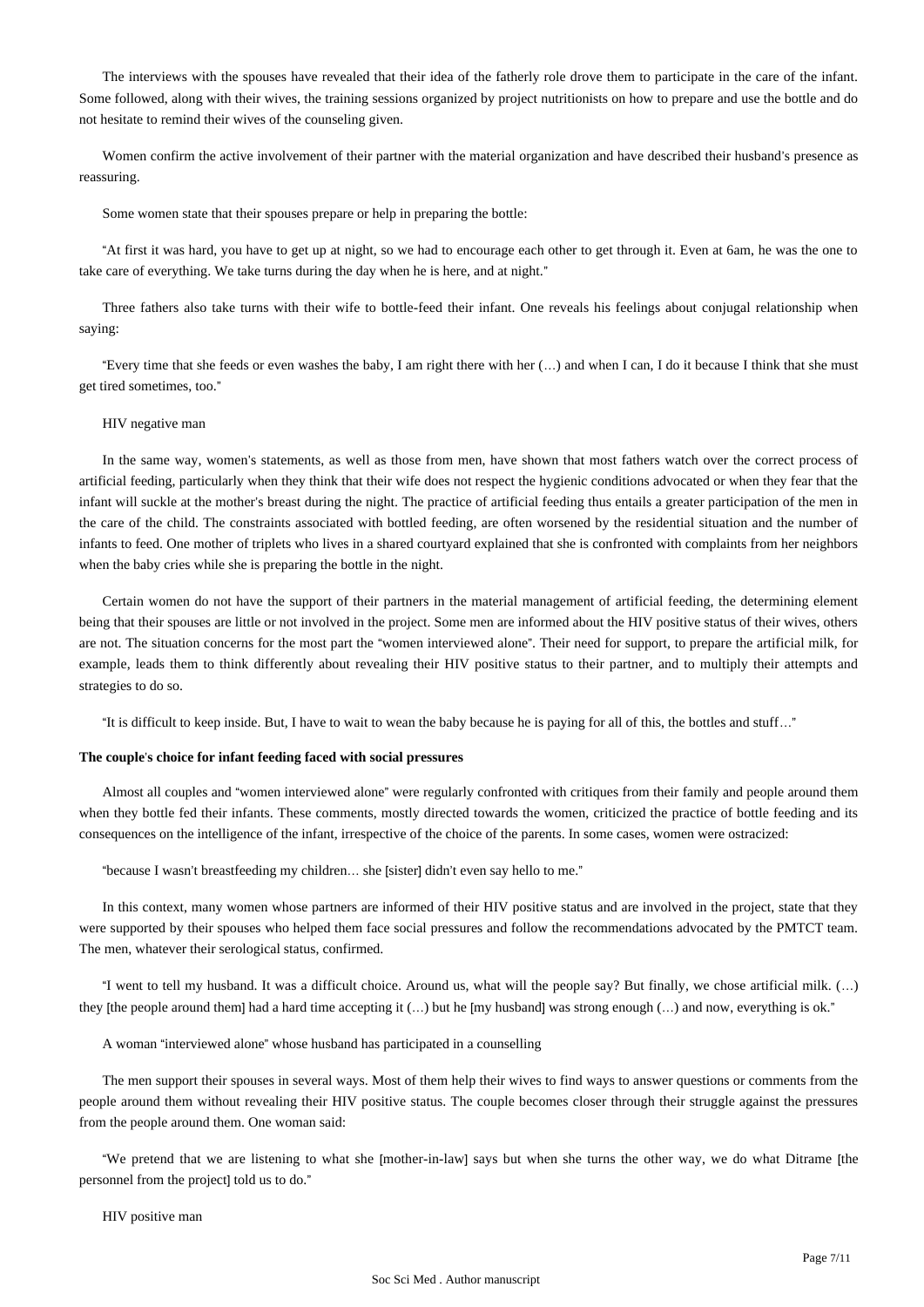The interviews with the spouses have revealed that their idea of the fatherly role drove them to participate in the care of the infant. Some followed, along with their wives, the training sessions organized by project nutritionists on how to prepare and use the bottle and do not hesitate to remind their wives of the counseling given.

Women confirm the active involvement of their partner with the material organization and have described their husband's presence as reassuring.

Some women state that their spouses prepare or help in preparing the bottle:

"At first it was hard, you have to get up at night, so we had to encourage each other to get through it. Even at 6am, he was the one to take care of everything. We take turns during the day when he is here, and at night."

Three fathers also take turns with their wife to bottle-feed their infant. One reveals his feelings about conjugal relationship when saying:

"Every time that she feeds or even washes the baby, I am right there with her (…) and when I can, I do it because I think that she must get tired sometimes, too."

HIV negative man

In the same way, women's statements, as well as those from men, have shown that most fathers watch over the correct process of artificial feeding, particularly when they think that their wife does not respect the hygienic conditions advocated or when they fear that the infant will suckle at the mother's breast during the night. The practice of artificial feeding thus entails a greater participation of the men in the care of the child. The constraints associated with bottled feeding, are often worsened by the residential situation and the number of infants to feed. One mother of triplets who lives in a shared courtyard explained that she is confronted with complaints from her neighbors when the baby cries while she is preparing the bottle in the night.

Certain women do not have the support of their partners in the material management of artificial feeding, the determining element being that their spouses are little or not involved in the project. Some men are informed about the HIV positive status of their wives, others are not. The situation concerns for the most part the "women interviewed alone". Their need for support, to prepare the artificial milk, for example, leads them to think differently about revealing their HIV positive status to their partner, and to multiply their attempts and strategies to do so.

"It is difficult to keep inside. But, I have to wait to wean the baby because he is paying for all of this, the bottles and stuff…"

**The couple's choice for infant feeding faced with social pressures**

Almost all couples and "women interviewed alone" were regularly confronted with critiques from their family and people around them when they bottle fed their infants. These comments, mostly directed towards the women, criticized the practice of bottle feeding and its consequences on the intelligence of the infant, irrespective of the choice of the parents. In some cases, women were ostracized:

"because I wasn't breastfeeding my children… she [sister] didn't even say hello to me."

In this context, many women whose partners are informed of their HIV positive status and are involved in the project, state that they were supported by their spouses who helped them face social pressures and follow the recommendations advocated by the PMTCT team. The men, whatever their serological status, confirmed.

"I went to tell my husband. It was a difficult choice. Around us, what will the people say? But finally, we chose artificial milk. (…) they [the people around them] had a hard time accepting it (…) but he [my husband] was strong enough (…) and now, everything is ok."

A woman "interviewed alone" whose husband has participated in a counselling

The men support their spouses in several ways. Most of them help their wives to find ways to answer questions or comments from the people around them without revealing their HIV positive status. The couple becomes closer through their struggle against the pressures from the people around them. One woman said:

"We pretend that we are listening to what she [mother-in-law] says but when she turns the other way, we do what Ditrame [the personnel from the project] told us to do."

HIV positive man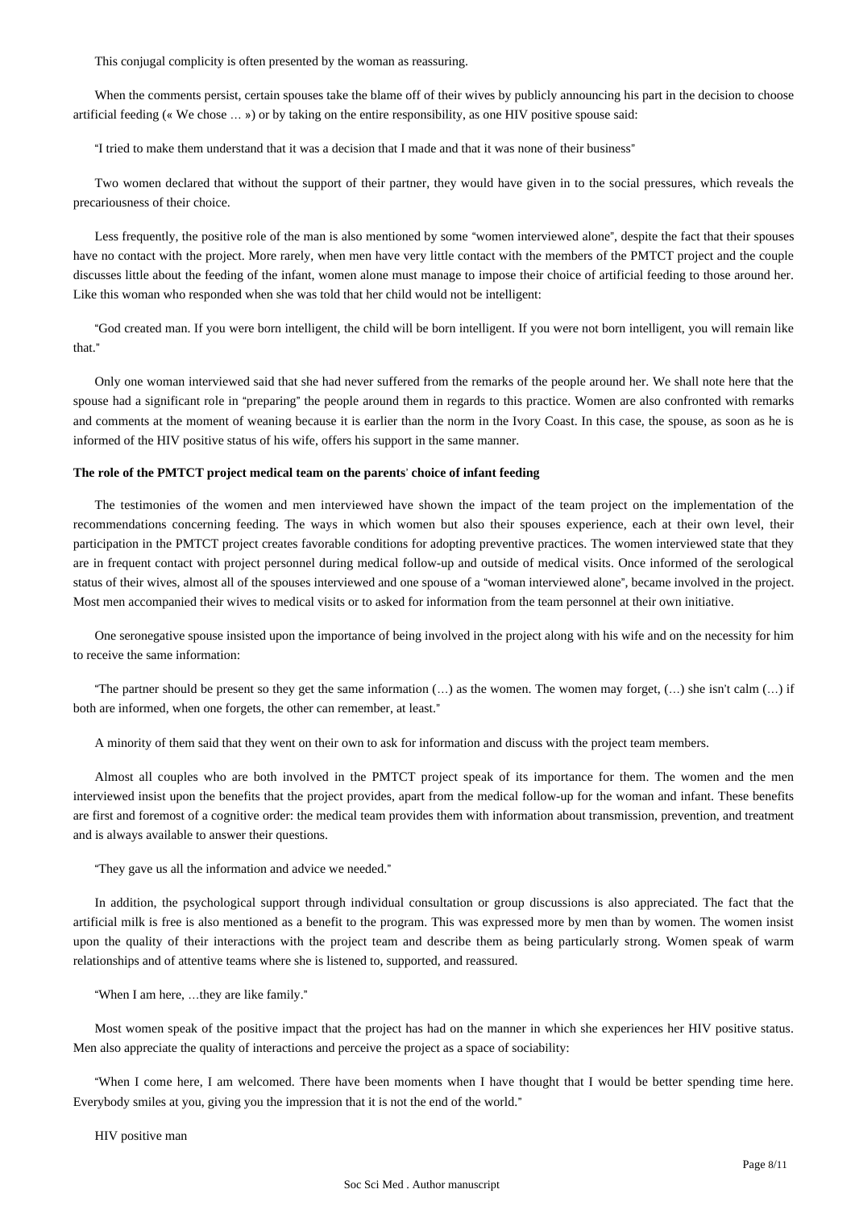This conjugal complicity is often presented by the woman as reassuring.

When the comments persist, certain spouses take the blame off of their wives by publicly announcing his part in the decision to choose artificial feeding (« We chose … ») or by taking on the entire responsibility, as one HIV positive spouse said:

"I tried to make them understand that it was a decision that I made and that it was none of their business"

Two women declared that without the support of their partner, they would have given in to the social pressures, which reveals the precariousness of their choice.

Less frequently, the positive role of the man is also mentioned by some "women interviewed alone", despite the fact that their spouses have no contact with the project. More rarely, when men have very little contact with the members of the PMTCT project and the couple discusses little about the feeding of the infant, women alone must manage to impose their choice of artificial feeding to those around her. Like this woman who responded when she was told that her child would not be intelligent:

"God created man. If you were born intelligent, the child will be born intelligent. If you were not born intelligent, you will remain like that."

Only one woman interviewed said that she had never suffered from the remarks of the people around her. We shall note here that the spouse had a significant role in "preparing" the people around them in regards to this practice. Women are also confronted with remarks and comments at the moment of weaning because it is earlier than the norm in the Ivory Coast. In this case, the spouse, as soon as he is informed of the HIV positive status of his wife, offers his support in the same manner.

**The role of the PMTCT project medical team on the parents' choice of infant feeding**

The testimonies of the women and men interviewed have shown the impact of the team project on the implementation of the recommendations concerning feeding. The ways in which women but also their spouses experience, each at their own level, their participation in the PMTCT project creates favorable conditions for adopting preventive practices. The women interviewed state that they are in frequent contact with project personnel during medical follow-up and outside of medical visits. Once informed of the serological status of their wives, almost all of the spouses interviewed and one spouse of a "woman interviewed alone", became involved in the project. Most men accompanied their wives to medical visits or to asked for information from the team personnel at their own initiative.

One seronegative spouse insisted upon the importance of being involved in the project along with his wife and on the necessity for him to receive the same information:

"The partner should be present so they get the same information (…) as the women. The women may forget, (…) she isn't calm (…) if both are informed, when one forgets, the other can remember, at least."

A minority of them said that they went on their own to ask for information and discuss with the project team members.

Almost all couples who are both involved in the PMTCT project speak of its importance for them. The women and the men interviewed insist upon the benefits that the project provides, apart from the medical follow-up for the woman and infant. These benefits are first and foremost of a cognitive order: the medical team provides them with information about transmission, prevention, and treatment and is always available to answer their questions.

"They gave us all the information and advice we needed."

In addition, the psychological support through individual consultation or group discussions is also appreciated. The fact that the artificial milk is free is also mentioned as a benefit to the program. This was expressed more by men than by women. The women insist upon the quality of their interactions with the project team and describe them as being particularly strong. Women speak of warm relationships and of attentive teams where she is listened to, supported, and reassured.

"When I am here, …they are like family."

Most women speak of the positive impact that the project has had on the manner in which she experiences her HIV positive status. Men also appreciate the quality of interactions and perceive the project as a space of sociability:

"When I come here, I am welcomed. There have been moments when I have thought that I would be better spending time here. Everybody smiles at you, giving you the impression that it is not the end of the world."

HIV positive man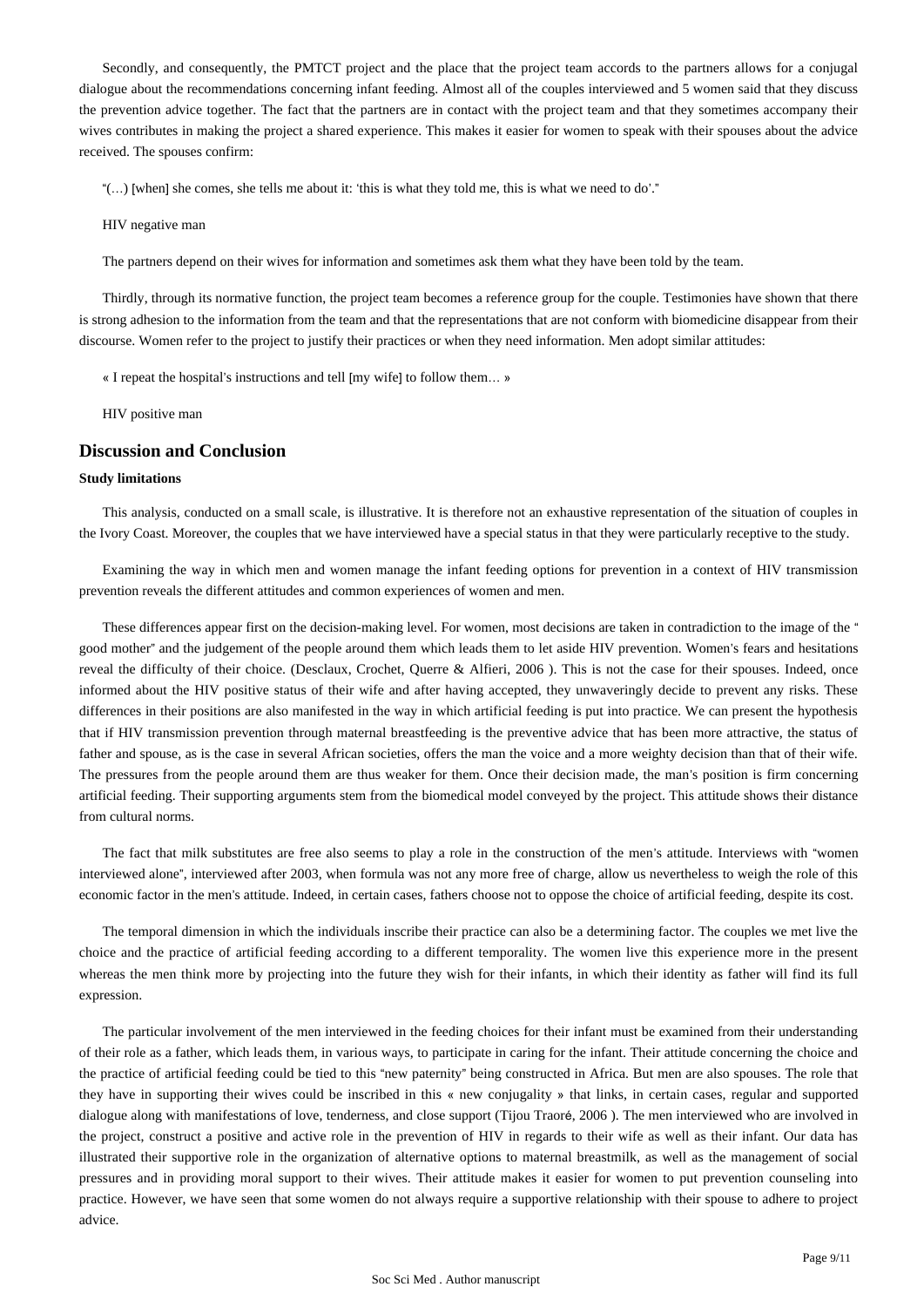Secondly, and consequently, the PMTCT project and the place that the project team accords to the partners allows for a conjugal dialogue about the recommendations concerning infant feeding. Almost all of the couples interviewed and 5 women said that they discuss the prevention advice together. The fact that the partners are in contact with the project team and that they sometimes accompany their wives contributes in making the project a shared experience. This makes it easier for women to speak with their spouses about the advice received. The spouses confirm:

"(…) [when] she comes, she tells me about it: 'this is what they told me, this is what we need to do'."

HIV negative man

The partners depend on their wives for information and sometimes ask them what they have been told by the team.

Thirdly, through its normative function, the project team becomes a reference group for the couple. Testimonies have shown that there is strong adhesion to the information from the team and that the representations that are not conform with biomedicine disappear from their discourse. Women refer to the project to justify their practices or when they need information. Men adopt similar attitudes:

« I repeat the hospital's instructions and tell [my wife] to follow them… »

HIV positive man

## Discussion and Conclusion

### Study limitations

This analysis, conducted on a small scale, is illustrative. It is therefore not an exhaustive representation of the situation of couples in the Ivory Coast. Moreover, the couples that we have interviewed have a special status in that they were particularly receptive to the study.

Examining the way in which men and women manage the infant feeding options for prevention in a context of HIV transmission prevention reveals the different attitudes and common experiences of women and men.

These differences appear first on the decision-making level. For women, most decisions are taken in contradiction to the image of the " good mother" and the judgement of the people around them which leads them to let aside HIV prevention. Women's fears and hesitations reveal the difficulty of their choice. (Desclaux, Crochet, Querre & Alfieri, 2006 ). This is not the case for their spouses. Indeed, once informed about the HIV positive status of their wife and after having accepted, they unwaveringly decide to prevent any risks. These differences in their positions are also manifested in the way in which artificial feeding is put into practice. We can present the hypothesis that if HIV transmission prevention through maternal breastfeeding is the preventive advice that has been more attractive, the status of father and spouse, as is the case in several African societies, offers the man the voice and a more weighty decision than that of their wife. The pressures from the people around them are thus weaker for them. Once their decision made, the man's position is firm concerning artificial feeding. Their supporting arguments stem from the biomedical model conveyed by the project. This attitude shows their distance from cultural norms.

The fact that milk substitutes are free also seems to play a role in the construction of the men's attitude. Interviews with "women interviewed alone", interviewed after 2003, when formula was not any more free of charge, allow us nevertheless to weigh the role of this economic factor in the men's attitude. Indeed, in certain cases, fathers choose not to oppose the choice of artificial feeding, despite its cost.

The temporal dimension in which the individuals inscribe their practice can also be a determining factor. The couples we met live the choice and the practice of artificial feeding according to a different temporality. The women live this experience more in the present whereas the men think more by projecting into the future they wish for their infants, in which their identity as father will find its full expression.

The particular involvement of the men interviewed in the feeding choices for their infant must be examined from their understanding of their role as a father, which leads them, in various ways, to participate in caring for the infant. Their attitude concerning the choice and the practice of artificial feeding could be tied to this "new paternity" being constructed in Africa. But men are also spouses. The role that they have in supporting their wives could be inscribed in this « new conjugality » that links, in certain cases, regular and supported dialogue along with manifestations of love, tenderness, and close support (Tijou Traoré, 2006 ). The men interviewed who are involved in the project, construct a positive and active role in the prevention of HIV in regards to their wife as well as their infant. Our data has illustrated their supportive role in the organization of alternative options to maternal breastmilk, as well as the management of social pressures and in providing moral support to their wives. Their attitude makes it easier for women to put prevention counseling into practice. However, we have seen that some women do not always require a supportive relationship with their spouse to adhere to project advice.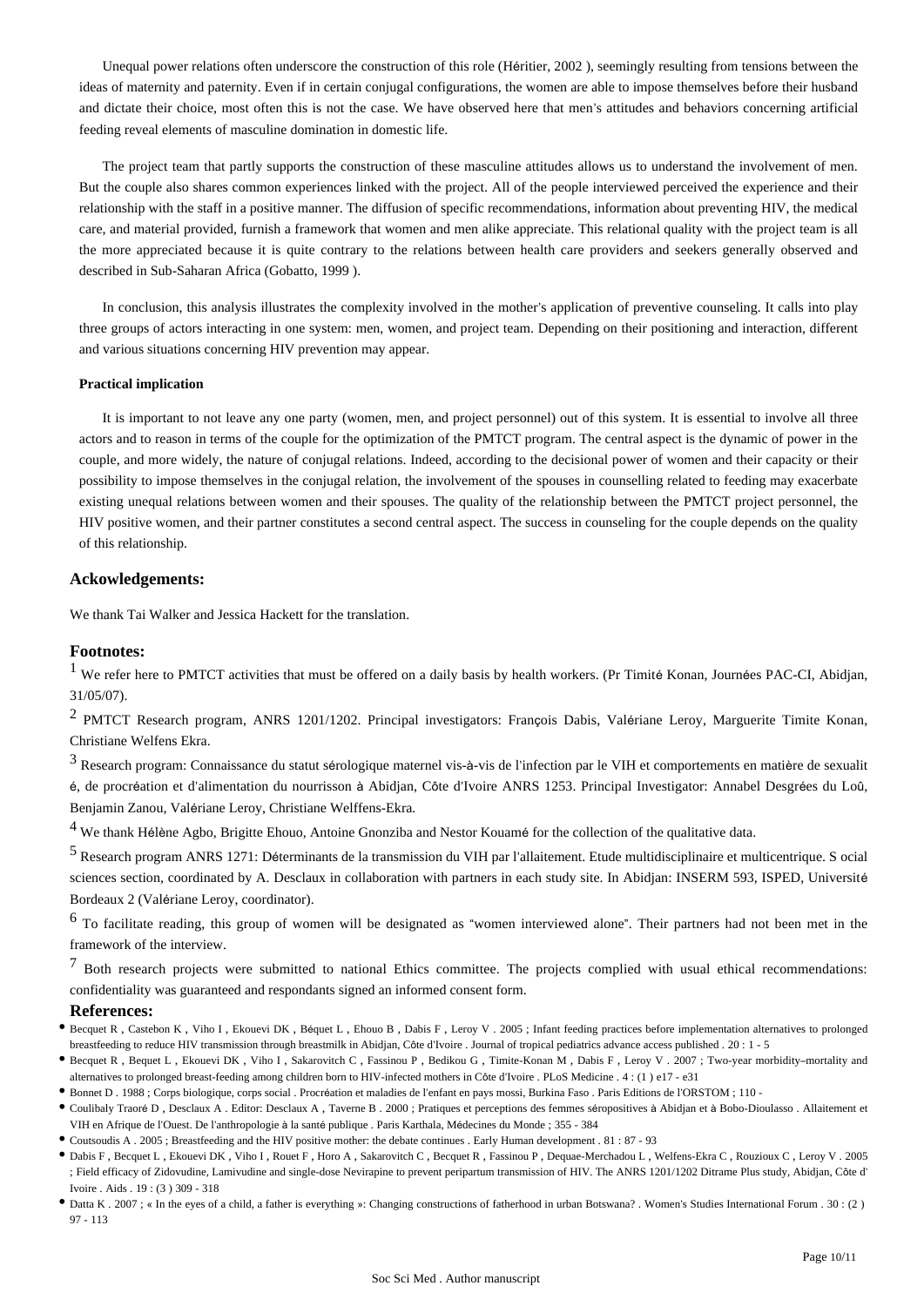Unequal power relations often underscore the construction of this role (Héritier, 2002 ), seemingly resulting from tensions between the ideas of maternity and paternity. Even if in certain conjugal configurations, the women are able to impose themselves before their husband and dictate their choice, most often this is not the case. We have observed here that men's attitudes and behaviors concerning artificial feeding reveal elements of masculine domination in domestic life.

The project team that partly supports the construction of these masculine attitudes allows us to understand the involvement of men. But the couple also shares common experiences linked with the project. All of the people interviewed perceived the experience and their relationship with the staff in a positive manner. The diffusion of specific recommendations, information about preventing HIV, the medical care, and material provided, furnish a framework that women and men alike appreciate. This relational quality with the project team is all the more appreciated because it is quite contrary to the relations between health care providers and seekers generally observed and described in Sub-Saharan Africa (Gobatto, 1999 ).

In conclusion, this analysis illustrates the complexity involved in the mother's application of preventive counseling. It calls into play three groups of actors interacting in one system: men, women, and project team. Depending on their positioning and interaction, different and various situations concerning HIV prevention may appear.

**Practical implication**

It is important to not leave any one party (women, men, and project personnel) out of this system. It is essential to involve all three actors and to reason in terms of the couple for the optimization of the PMTCT program. The central aspect is the dynamic of power in the couple, and more widely, the nature of conjugal relations. Indeed, according to the decisional power of women and their capacity or their possibility to impose themselves in the conjugal relation, the involvement of the spouses in counselling related to feeding may exacerbate existing unequal relations between women and their spouses. The quality of the relationship between the PMTCT project personnel, the HIV positive women, and their partner constitutes a second central aspect. The success in counseling for the couple depends on the quality of this relationship.

## Ackowledgements:

We thank Tai Walker and Jessica Hackett for the translation.

## Footnotes:

[1] We refer here to PMTCT activities that must be offered on a daily basis by health workers. (Pr Timité Konan, Journées PAC-CI, Abidjan, 31/05/07).

[2] PMTCT Research program, ANRS 1201/1202. Principal investigators: François Dabis, Valériane Leroy, Marguerite Timite Konan, Christiane Welfens Ekra.

[3] Research program: Connaissance du statut sérologique maternel vis-à-vis de l'infection par le VIH et comportements en matière de sexualit é, de procréation et d'alimentation du nourrisson à Abidjan, Côte d'Ivoire ANRS 1253. Principal Investigator: Annabel Desgrées du Loû, Benjamin Zanou, Valériane Leroy, Christiane Welffens-Ekra.

[4] We thank Hélène Agbo, Brigitte Ehouo, Antoine Gnonziba and Nestor Kouamé for the collection of the qualitative data.

[5] Research program ANRS 1271: Déterminants de la transmission du VIH par l'allaitement. Etude multidisciplinaire et multicentrique. S ocial sciences section, coordinated by A. Desclaux in collaboration with partners in each study site. In Abidjan: INSERM 593, ISPED, Université Bordeaux 2 (Valériane Leroy, coordinator).

[6] To facilitate reading, this group of women will be designated as "women interviewed alone". Their partners had not been met in the framework of the interview.

[7] Both research projects were submitted to national Ethics committee. The projects complied with usual ethical recommendations: confidentiality was guaranteed and respondants signed an informed consent form.

## References:

- Becquet R , Castebon K , Viho I , Ekouevi DK , Béquet L , Ehouo B , Dabis F , Leroy V . 2005 ; Infant feeding practices before implementation alternatives to prolonged breastfeeding to reduce HIV transmission through breastmilk in Abidjan, Côte d'Ivoire . Journal of tropical pediatrics advance access published . 20 : 1 - 5
- Becquet R , Bequet L , Ekouevi DK , Viho I , Sakarovitch C , Fassinou P , Bedikou G , Timite-Konan M , Dabis F , Leroy V . 2007 ; Two-year morbidity–mortality and alternatives to prolonged breast-feeding among children born to HIV-infected mothers in Côte d'Ivoire . PLoS Medicine . 4 : (1 ) e17 - e31
- Bonnet D . 1988 ; Corps biologique, corps social . Procréation et maladies de l'enfant en pays mossi, Burkina Faso . Paris Editions de l'ORSTOM ; 110 -
- Coulibaly Traoré D , Desclaux A . Editor: Desclaux A , Taverne B . 2000 ; Pratiques et perceptions des femmes séropositives à Abidjan et à Bobo-Dioulasso . Allaitement et VIH en Afrique de l'Ouest. De l'anthropologie à la santé publique . Paris Karthala, Médecins du Monde ; 355 - 384
- Coutsoudis A . 2005 ; Breastfeeding and the HIV positive mother: the debate continues . Early Human development . 81 : 87 - 93
- Dabis F , Becquet L , Ekouevi DK , Viho I , Rouet F , Horo A , Sakarovitch C , Becquet R , Fassinou P , Dequae-Merchadou L , Welfens-Ekra C , Rouzioux C , Leroy V . 2005 ; Field efficacy of Zidovudine, Lamivudine and single-dose Nevirapine to prevent peripartum transmission of HIV. The ANRS 1201/1202 Ditrame Plus study, Abidjan, Côte d' Ivoire . Aids . 19 : (3 ) 309 - 318
- Datta K . 2007 ; « In the eyes of a child, a father is everything »: Changing constructions of fatherhood in urban Botswana? . Women's Studies International Forum . 30 : (2 ) 97 - 113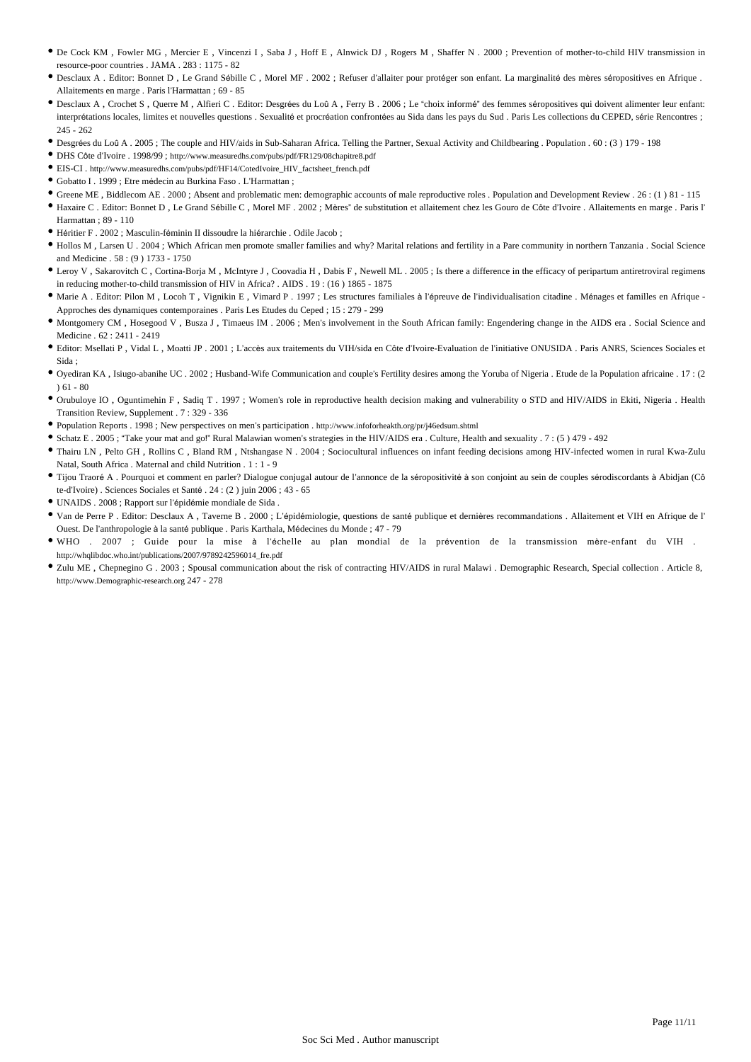- De Cock KM , Fowler MG , Mercier E , Vincenzi I , Saba J , Hoff E , Alnwick DJ , Rogers M , Shaffer N . 2000 ; Prevention of mother-to-child HIV transmission in resource-poor countries . JAMA . 283 : 1175 - 82
- Desclaux A . Editor: Bonnet D , Le Grand Sébille C , Morel MF . 2002 ; Refuser d'allaiter pour protéger son enfant. La marginalité des mères séropositives en Afrique . Allaitements en marge . Paris l'Harmattan ; 69 - 85
- Desclaux A , Crochet S , Querre M , Alfieri C . Editor: Desgrées du Loû A , Ferry B . 2006 ; Le "choix informé" des femmes séropositives qui doivent alimenter leur enfant: interprétations locales, limites et nouvelles questions . Sexualité et procréation confrontées au Sida dans les pays du Sud . Paris Les collections du CEPED, série Rencontres ; 245 - 262
- Desgrées du Loû A . 2005 ; The couple and HIV/aids in Sub-Saharan Africa. Telling the Partner, Sexual Activity and Childbearing . Population . 60 : (3 ) 179 - 198
- DHS Côte d'Ivoire . 1998/99 ; http://www.measuredhs.com/pubs/pdf/FR129/08chapitre8.pdf
- EIS-CI . http://www.measuredhs.com/pubs/pdf/HF14/CotedIvoire_HIV_factsheet_french.pdf
- Gobatto I . 1999 ; Etre médecin au Burkina Faso . L'Harmattan ;
- Greene ME , Biddlecom AE . 2000 ; Absent and problematic men: demographic accounts of male reproductive roles . Population and Development Review . 26 : (1 ) 81 - 115
- Haxaire C . Editor: Bonnet D , Le Grand Sébille C , Morel MF . 2002 ; Mères" de substitution et allaitement chez les Gouro de Côte d'Ivoire . Allaitements en marge . Paris l' Harmattan ; 89 - 110
- Héritier F . 2002 ; Masculin-féminin II dissoudre la hiérarchie . Odile Jacob ;
- Hollos M , Larsen U . 2004 ; Which African men promote smaller families and why? Marital relations and fertility in a Pare community in northern Tanzania . Social Science and Medicine . 58 : (9 ) 1733 - 1750
- Leroy V , Sakarovitch C , Cortina-Borja M , McIntyre J , Coovadia H , Dabis F , Newell ML . 2005 ; Is there a difference in the efficacy of peripartum antiretroviral regimens in reducing mother-to-child transmission of HIV in Africa? . AIDS . 19 : (16 ) 1865 - 1875
- Marie A . Editor: Pilon M , Locoh T , Vignikin E , Vimard P . 1997 ; Les structures familiales à l'épreuve de l'individualisation citadine . Ménages et familles en Afrique - Approches des dynamiques contemporaines . Paris Les Etudes du Ceped ; 15 : 279 - 299
- Montgomery CM , Hosegood V , Busza J , Timaeus IM . 2006 ; Men's involvement in the South African family: Engendering change in the AIDS era . Social Science and Medicine . 62 : 2411 - 2419
- Editor: Msellati P , Vidal L , Moatti JP . 2001 ; L'accès aux traitements du VIH/sida en Côte d'Ivoire-Evaluation de l'initiative ONUSIDA . Paris ANRS, Sciences Sociales et Sida ;
- Oyediran KA , Isiugo-abanihe UC . 2002 ; Husband-Wife Communication and couple's Fertility desires among the Yoruba of Nigeria . Etude de la Population africaine . 17 : (2 ) 61 - 80
- Orubuloye IO , Oguntimehin F , Sadiq T . 1997 ; Women's role in reproductive health decision making and vulnerability o STD and HIV/AIDS in Ekiti, Nigeria . Health Transition Review, Supplement . 7 : 329 - 336
- Population Reports . 1998 ; New perspectives on men's participation . http://www.infoforheakth.org/pr/j46edsum.shtml
- Schatz E . 2005 ; "Take your mat and go!" Rural Malawian women's strategies in the HIV/AIDS era . Culture, Health and sexuality . 7 : (5 ) 479 - 492
- Thairu LN , Pelto GH , Rollins C , Bland RM , Ntshangase N . 2004 ; Sociocultural influences on infant feeding decisions among HIV-infected women in rural Kwa-Zulu Natal, South Africa . Maternal and child Nutrition . 1 : 1 - 9
- Tijou Traoré A . Pourquoi et comment en parler? Dialogue conjugal autour de l'annonce de la séropositivité à son conjoint au sein de couples sérodiscordants à Abidjan (Côte-d'Ivoire) . Sciences Sociales et Santé . 24 : (2 ) juin 2006 ; 43 - 65
- UNAIDS . 2008 ; Rapport sur l'épidémie mondiale de Sida .
- Van de Perre P . Editor: Desclaux A , Taverne B . 2000 ; L'épidémiologie, questions de santé publique et dernières recommandations . Allaitement et VIH en Afrique de l' Ouest. De l'anthropologie à la santé publique . Paris Karthala, Médecines du Monde ; 47 - 79
- WHO . 2007 ; Guide pour la mise à l'échelle au plan mondial de la prévention de la transmission mère-enfant du VIH . http://whqlibdoc.who.int/publications/2007/9789242596014_fre.pdf
- Zulu ME , Chepnegino G . 2003 ; Spousal communication about the risk of contracting HIV/AIDS in rural Malawi . Demographic Research, Special collection . Article 8, http://www.Demographic-research.org 247 - 278